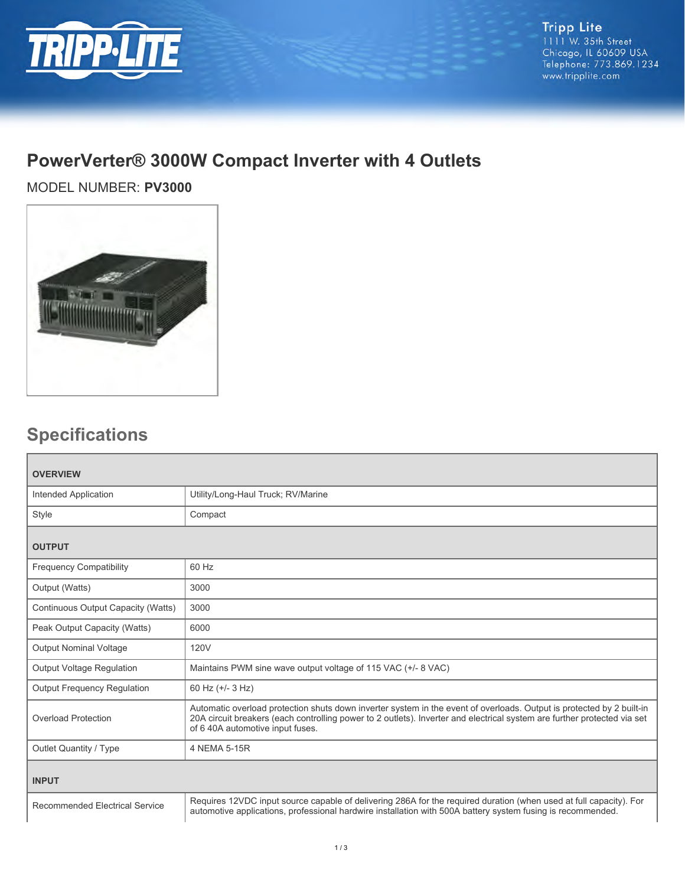Tripp Lite
1111 W. 35th Street
Chicago, IL 60609 USA
Telephone: 773.869.1234
www.tripplite.com

# PowerVerter® 3000W Compact Inverter with 4 Outlets

MODEL NUMBER: **PV3000**

## Specifications

| OVERVIEW | |
|---|---|
| Intended Application | Utility/Long-Haul Truck; RV/Marine |
| Style | Compact |
| **OUTPUT** | |
| Frequency Compatibility | 60 Hz |
| Output (Watts) | 3000 |
| Continuous Output Capacity (Watts) | 3000 |
| Peak Output Capacity (Watts) | 6000 |
| Output Nominal Voltage | 120V |
| Output Voltage Regulation | Maintains PWM sine wave output voltage of 115 VAC (+/- 8 VAC) |
| Output Frequency Regulation | 60 Hz (+/- 3 Hz) |
| Overload Protection | Automatic overload protection shuts down inverter system in the event of overloads. Output is protected by 2 built-in 20A circuit breakers (each controlling power to 2 outlets). Inverter and electrical system are further protected via set of 6 40A automotive input fuses. |
| Outlet Quantity / Type | 4 NEMA 5-15R |
| **INPUT** | |
| Recommended Electrical Service | Requires 12VDC input source capable of delivering 286A for the required duration (when used at full capacity). For automotive applications, professional hardwire installation with 500A battery system fusing is recommended. |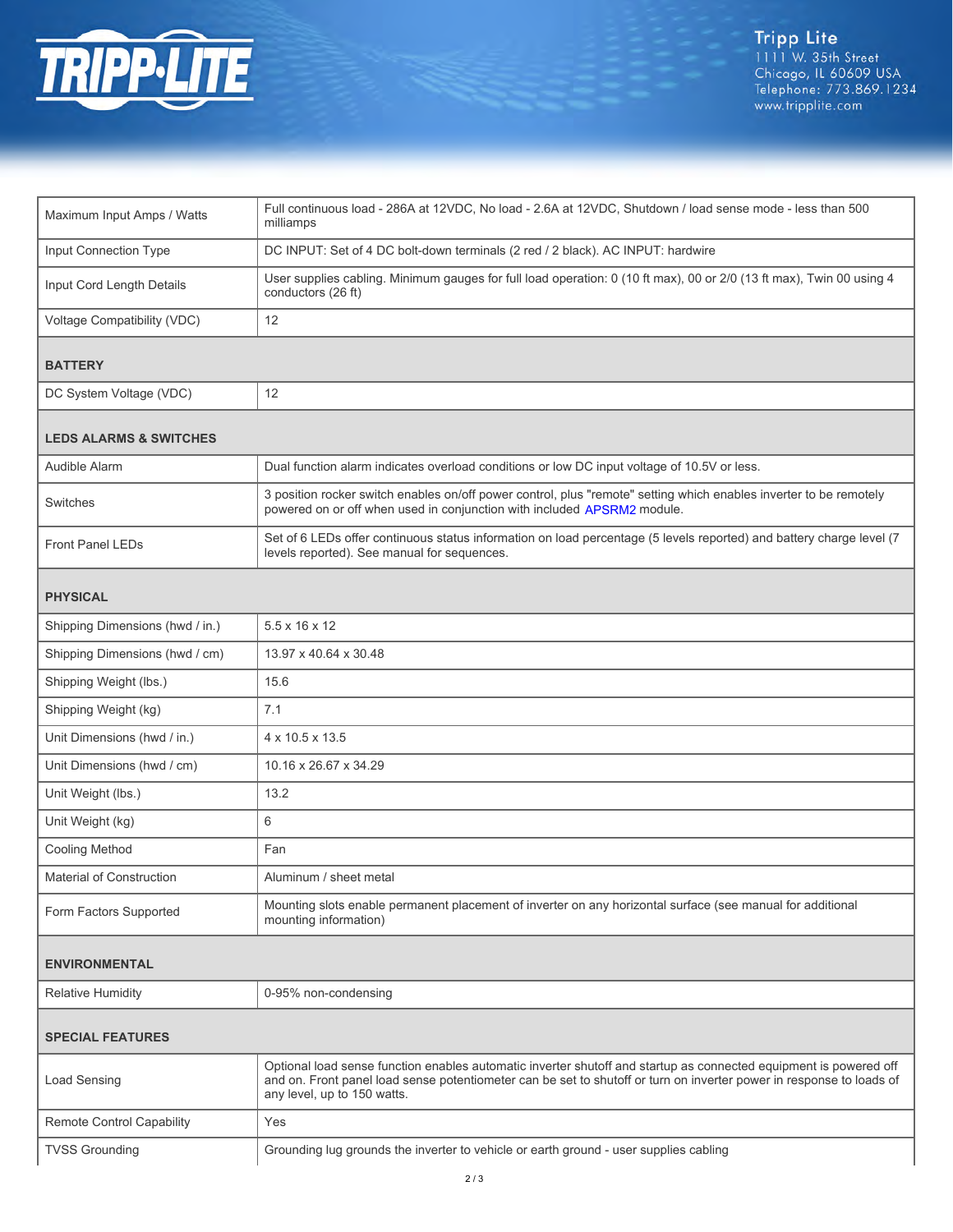| | |
|---|---|
| Maximum Input Amps / Watts | Full continuous load - 286A at 12VDC, No load - 2.6A at 12VDC, Shutdown / load sense mode - less than 500 milliamps |
| Input Connection Type | DC INPUT: Set of 4 DC bolt-down terminals (2 red / 2 black). AC INPUT: hardwire |
| Input Cord Length Details | User supplies cabling. Minimum gauges for full load operation: 0 (10 ft max), 00 or 2/0 (13 ft max), Twin 00 using 4 conductors (26 ft) |
| Voltage Compatibility (VDC) | 12 |
| **BATTERY** | |
| DC System Voltage (VDC) | 12 |
| **LEDS ALARMS & SWITCHES** | |
| Audible Alarm | Dual function alarm indicates overload conditions or low DC input voltage of 10.5V or less. |
| Switches | 3 position rocker switch enables on/off power control, plus "remote" setting which enables inverter to be remotely powered on or off when used in conjunction with included APSRM2 module. |
| Front Panel LEDs | Set of 6 LEDs offer continuous status information on load percentage (5 levels reported) and battery charge level (7 levels reported). See manual for sequences. |
| **PHYSICAL** | |
| Shipping Dimensions (hwd / in.) | 5.5 x 16 x 12 |
| Shipping Dimensions (hwd / cm) | 13.97 x 40.64 x 30.48 |
| Shipping Weight (lbs.) | 15.6 |
| Shipping Weight (kg) | 7.1 |
| Unit Dimensions (hwd / in.) | 4 x 10.5 x 13.5 |
| Unit Dimensions (hwd / cm) | 10.16 x 26.67 x 34.29 |
| Unit Weight (lbs.) | 13.2 |
| Unit Weight (kg) | 6 |
| Cooling Method | Fan |
| Material of Construction | Aluminum / sheet metal |
| Form Factors Supported | Mounting slots enable permanent placement of inverter on any horizontal surface (see manual for additional mounting information) |
| **ENVIRONMENTAL** | |
| Relative Humidity | 0-95% non-condensing |
| **SPECIAL FEATURES** | |
| Load Sensing | Optional load sense function enables automatic inverter shutoff and startup as connected equipment is powered off and on. Front panel load sense potentiometer can be set to shutoff or turn on inverter power in response to loads of any level, up to 150 watts. |
| Remote Control Capability | Yes |
| TVSS Grounding | Grounding lug grounds the inverter to vehicle or earth ground - user supplies cabling |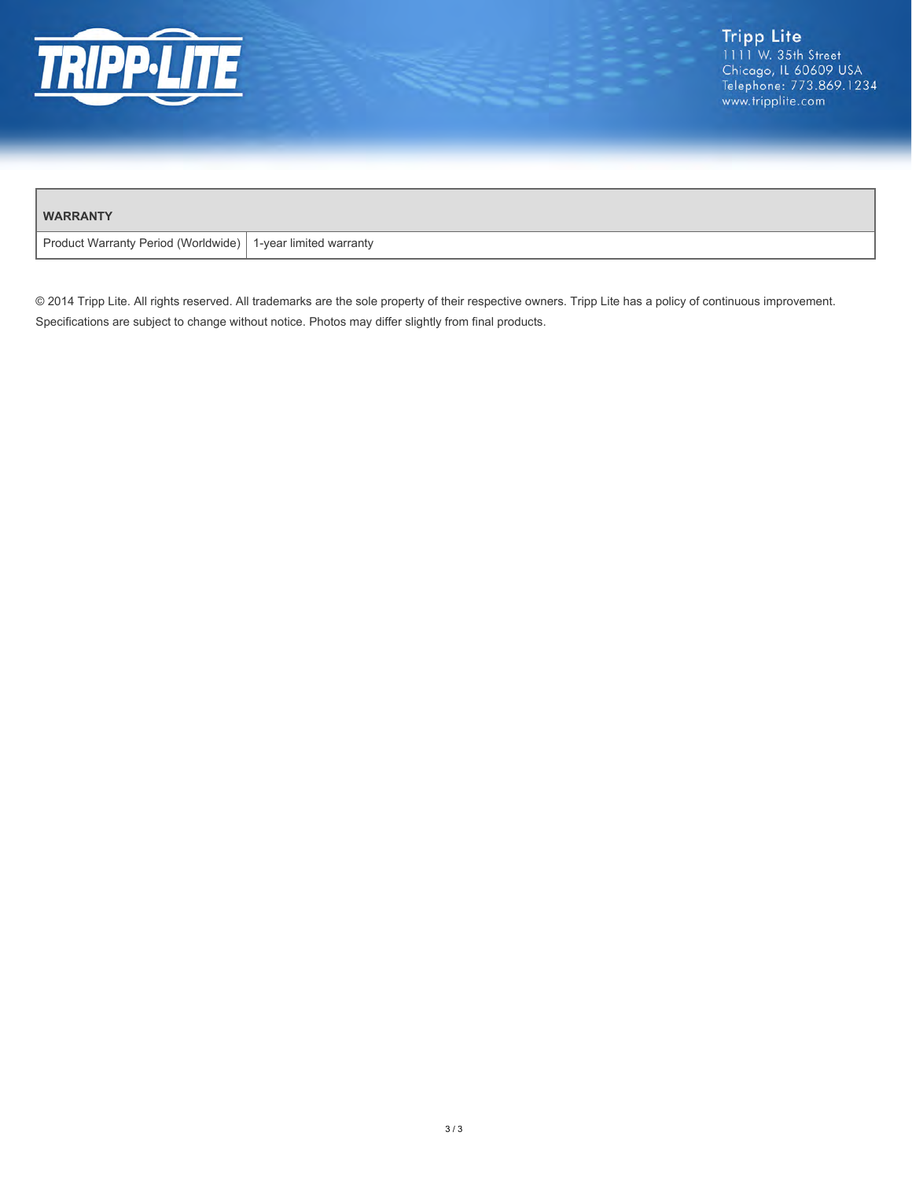| WARRANTY | |
| --- | --- |
| Product Warranty Period (Worldwide) | 1-year limited warranty |

© 2014 Tripp Lite. All rights reserved. All trademarks are the sole property of their respective owners. Tripp Lite has a policy of continuous improvement. Specifications are subject to change without notice. Photos may differ slightly from final products.